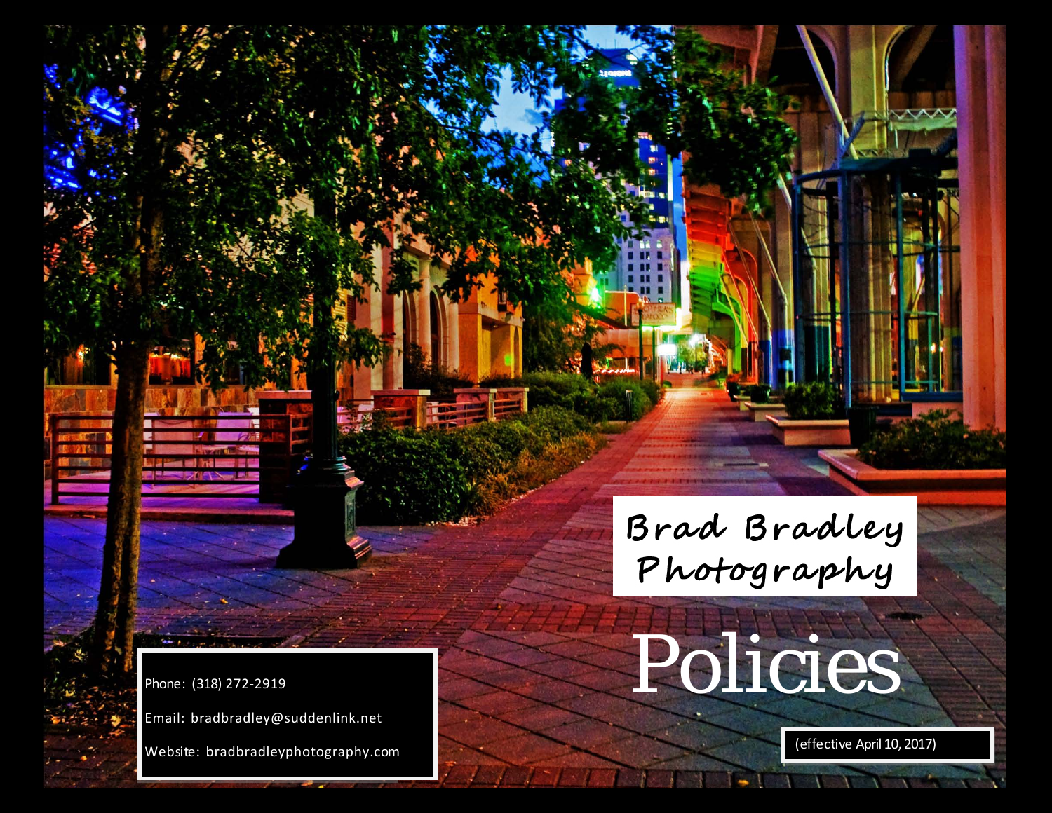# Brad Bradley Photography

# Policies

(effective April 10, 2017)

Phone: (318) 272-2919

Email: bradbradley@suddenlink.net

Website: bradbradleyphotography.com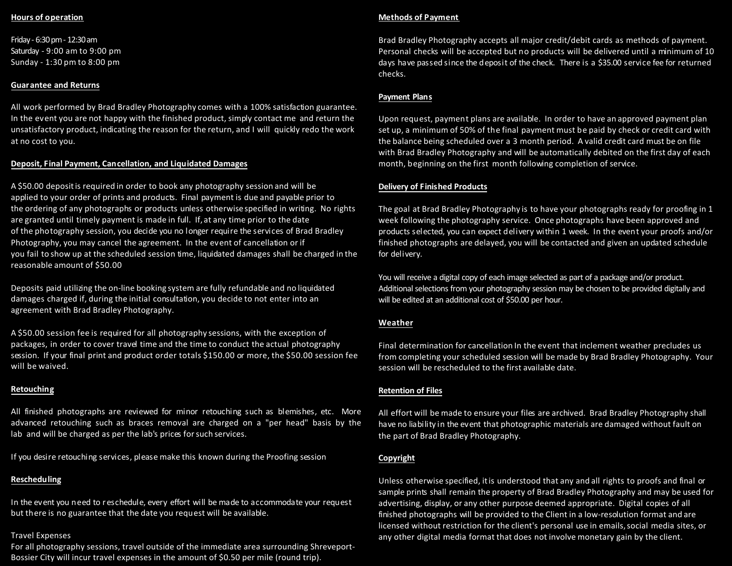## Hours of operation

Friday - 6:30 pm - 12:30 am
Saturday - 9:00 am to 9:00 pm
Sunday - 1:30 pm to 8:00 pm

## Guarantee and Returns

All work performed by Brad Bradley Photography comes with a 100% satisfaction guarantee. In the event you are not happy with the finished product, simply contact me and return the unsatisfactory product, indicating the reason for the return, and I will quickly redo the work at no cost to you.

## Deposit, Final Payment, Cancellation, and Liquidated Damages

A $50.00 deposit is required in order to book any photography session and will be applied to your order of prints and products. Final payment is due and payable prior to the ordering of any photographs or products unless otherwise specified in writing. No rights are granted until timely payment is made in full. If, at any time prior to the date of the photography session, you decide you no longer require the services of Brad Bradley Photography, you may cancel the agreement. In the event of cancellation or if you fail to show up at the scheduled session time, liquidated damages shall be charged in the reasonable amount of $50.00

Deposits paid utilizing the on-line booking system are fully refundable and no liquidated damages charged if, during the initial consultation, you decide to not enter into an agreement with Brad Bradley Photography.

A $50.00 session fee is required for all photography sessions, with the exception of packages, in order to cover travel time and the time to conduct the actual photography session. If your final print and product order totals $150.00 or more, the $50.00 session fee will be waived.

## Retouching

All finished photographs are reviewed for minor retouching such as blemishes, etc. More advanced retouching such as braces removal are charged on a "per head" basis by the lab and will be charged as per the lab's prices for such services.

If you desire retouching services, please make this known during the Proofing session

## Rescheduling

In the event you need to reschedule, every effort will be made to accommodate your request but there is no guarantee that the date you request will be available.

Travel Expenses
For all photography sessions, travel outside of the immediate area surrounding Shreveport-Bossier City will incur travel expenses in the amount of $0.50 per mile (round trip).

## Methods of Payment

Brad Bradley Photography accepts all major credit/debit cards as methods of payment. Personal checks will be accepted but no products will be delivered until a minimum of 10 days have passed since the deposit of the check. There is a $35.00 service fee for returned checks.

## Payment Plans

Upon request, payment plans are available. In order to have an approved payment plan set up, a minimum of 50% of the final payment must be paid by check or credit card with the balance being scheduled over a 3 month period. A valid credit card must be on file with Brad Bradley Photography and will be automatically debited on the first day of each month, beginning on the first month following completion of service.

## Delivery of Finished Products

The goal at Brad Bradley Photography is to have your photographs ready for proofing in 1 week following the photography service. Once photographs have been approved and products selected, you can expect delivery within 1 week. In the event your proofs and/or finished photographs are delayed, you will be contacted and given an updated schedule for delivery.

You will receive a digital copy of each image selected as part of a package and/or product. Additional selections from your photography session may be chosen to be provided digitally and will be edited at an additional cost of $50.00 per hour.

## Weather

Final determination for cancellation In the event that inclement weather precludes us from completing your scheduled session will be made by Brad Bradley Photography. Your session will be rescheduled to the first available date.

## Retention of Files

All effort will be made to ensure your files are archived. Brad Bradley Photography shall have no liability in the event that photographic materials are damaged without fault on the part of Brad Bradley Photography.

## Copyright

Unless otherwise specified, it is understood that any and all rights to proofs and final or sample prints shall remain the property of Brad Bradley Photography and may be used for advertising, display, or any other purpose deemed appropriate. Digital copies of all finished photographs will be provided to the Client in a low-resolution format and are licensed without restriction for the client's personal use in emails, social media sites, or any other digital media format that does not involve monetary gain by the client.